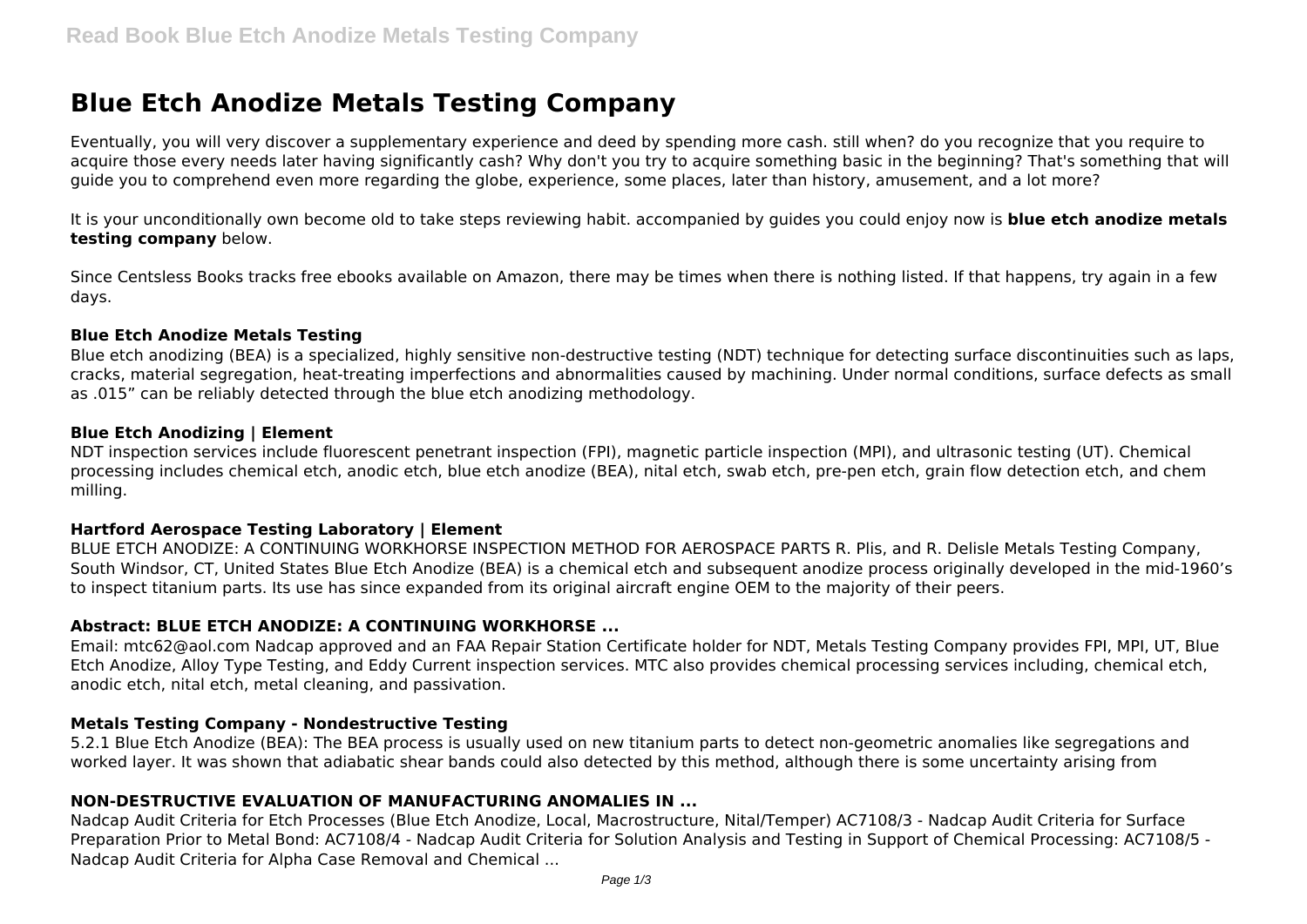# Blue Etch Anodize Metals Testing Company

Eventually, you will very discover a supplementary experience and deed by spending more cash. still when? do you recognize that you require to acquire those every needs later having significantly cash? Why don't you try to acquire something basic in the beginning? That's something that will guide you to comprehend even more regarding the globe, experience, some places, later than history, amusement, and a lot more?

It is your unconditionally own become old to take steps reviewing habit. accompanied by guides you could enjoy now is **blue etch anodize metals testing company** below.

Since Centsless Books tracks free ebooks available on Amazon, there may be times when there is nothing listed. If that happens, try again in a few days.

### Blue Etch Anodize Metals Testing

Blue etch anodizing (BEA) is a specialized, highly sensitive non-destructive testing (NDT) technique for detecting surface discontinuities such as laps, cracks, material segregation, heat-treating imperfections and abnormalities caused by machining. Under normal conditions, surface defects as small as .015" can be reliably detected through the blue etch anodizing methodology.

### Blue Etch Anodizing | Element

NDT inspection services include fluorescent penetrant inspection (FPI), magnetic particle inspection (MPI), and ultrasonic testing (UT). Chemical processing includes chemical etch, anodic etch, blue etch anodize (BEA), nital etch, swab etch, pre-pen etch, grain flow detection etch, and chem milling.

### Hartford Aerospace Testing Laboratory | Element

BLUE ETCH ANODIZE: A CONTINUING WORKHORSE INSPECTION METHOD FOR AEROSPACE PARTS R. Plis, and R. Delisle Metals Testing Company, South Windsor, CT, United States Blue Etch Anodize (BEA) is a chemical etch and subsequent anodize process originally developed in the mid-1960's to inspect titanium parts. Its use has since expanded from its original aircraft engine OEM to the majority of their peers.

### Abstract: BLUE ETCH ANODIZE: A CONTINUING WORKHORSE ...

Email: mtc62@aol.com Nadcap approved and an FAA Repair Station Certificate holder for NDT, Metals Testing Company provides FPI, MPI, UT, Blue Etch Anodize, Alloy Type Testing, and Eddy Current inspection services. MTC also provides chemical processing services including, chemical etch, anodic etch, nital etch, metal cleaning, and passivation.

### Metals Testing Company - Nondestructive Testing

5.2.1 Blue Etch Anodize (BEA): The BEA process is usually used on new titanium parts to detect non-geometric anomalies like segregations and worked layer. It was shown that adiabatic shear bands could also detected by this method, although there is some uncertainty arising from

### NON-DESTRUCTIVE EVALUATION OF MANUFACTURING ANOMALIES IN ...

Nadcap Audit Criteria for Etch Processes (Blue Etch Anodize, Local, Macrostructure, Nital/Temper) AC7108/3 - Nadcap Audit Criteria for Surface Preparation Prior to Metal Bond: AC7108/4 - Nadcap Audit Criteria for Solution Analysis and Testing in Support of Chemical Processing: AC7108/5 - Nadcap Audit Criteria for Alpha Case Removal and Chemical ...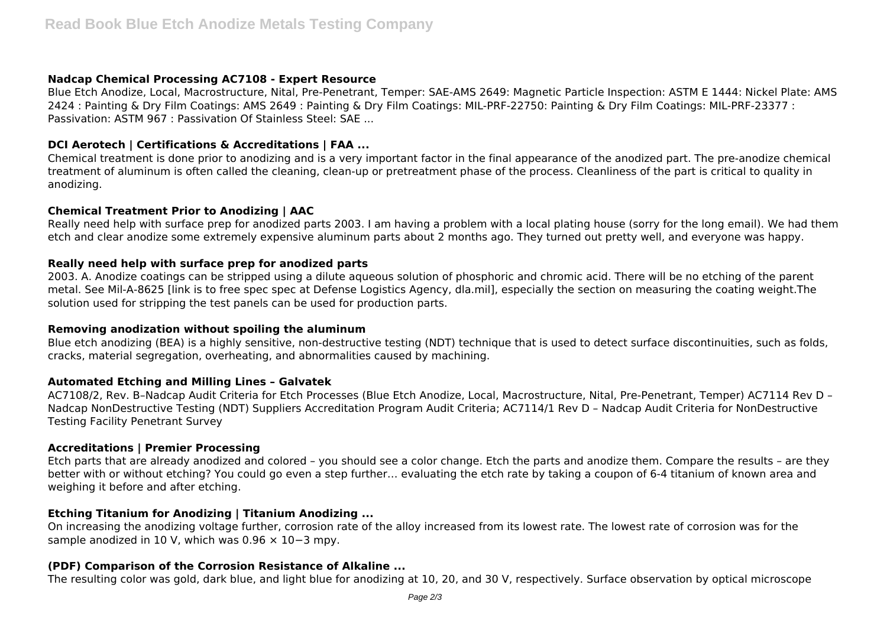### Nadcap Chemical Processing AC7108 - Expert Resource

Blue Etch Anodize, Local, Macrostructure, Nital, Pre-Penetrant, Temper: SAE-AMS 2649: Magnetic Particle Inspection: ASTM E 1444: Nickel Plate: AMS 2424 : Painting & Dry Film Coatings: AMS 2649 : Painting & Dry Film Coatings: MIL-PRF-22750: Painting & Dry Film Coatings: MIL-PRF-23377 : Passivation: ASTM 967 : Passivation Of Stainless Steel: SAE ...

### DCI Aerotech | Certifications & Accreditations | FAA ...

Chemical treatment is done prior to anodizing and is a very important factor in the final appearance of the anodized part. The pre-anodize chemical treatment of aluminum is often called the cleaning, clean-up or pretreatment phase of the process. Cleanliness of the part is critical to quality in anodizing.

### Chemical Treatment Prior to Anodizing | AAC

Really need help with surface prep for anodized parts 2003. I am having a problem with a local plating house (sorry for the long email). We had them etch and clear anodize some extremely expensive aluminum parts about 2 months ago. They turned out pretty well, and everyone was happy.

### Really need help with surface prep for anodized parts

2003. A. Anodize coatings can be stripped using a dilute aqueous solution of phosphoric and chromic acid. There will be no etching of the parent metal. See Mil-A-8625 [link is to free spec spec at Defense Logistics Agency, dla.mil], especially the section on measuring the coating weight.The solution used for stripping the test panels can be used for production parts.

### Removing anodization without spoiling the aluminum

Blue etch anodizing (BEA) is a highly sensitive, non-destructive testing (NDT) technique that is used to detect surface discontinuities, such as folds, cracks, material segregation, overheating, and abnormalities caused by machining.

### Automated Etching and Milling Lines – Galvatek

AC7108/2, Rev. B–Nadcap Audit Criteria for Etch Processes (Blue Etch Anodize, Local, Macrostructure, Nital, Pre-Penetrant, Temper) AC7114 Rev D – Nadcap NonDestructive Testing (NDT) Suppliers Accreditation Program Audit Criteria; AC7114/1 Rev D – Nadcap Audit Criteria for NonDestructive Testing Facility Penetrant Survey

### Accreditations | Premier Processing

Etch parts that are already anodized and colored – you should see a color change. Etch the parts and anodize them. Compare the results – are they better with or without etching? You could go even a step further… evaluating the etch rate by taking a coupon of 6-4 titanium of known area and weighing it before and after etching.

### Etching Titanium for Anodizing | Titanium Anodizing ...

On increasing the anodizing voltage further, corrosion rate of the alloy increased from its lowest rate. The lowest rate of corrosion was for the sample anodized in 10 V, which was $0.96 \times 10^{-3}$ mpy.

### (PDF) Comparison of the Corrosion Resistance of Alkaline ...

The resulting color was gold, dark blue, and light blue for anodizing at 10, 20, and 30 V, respectively. Surface observation by optical microscope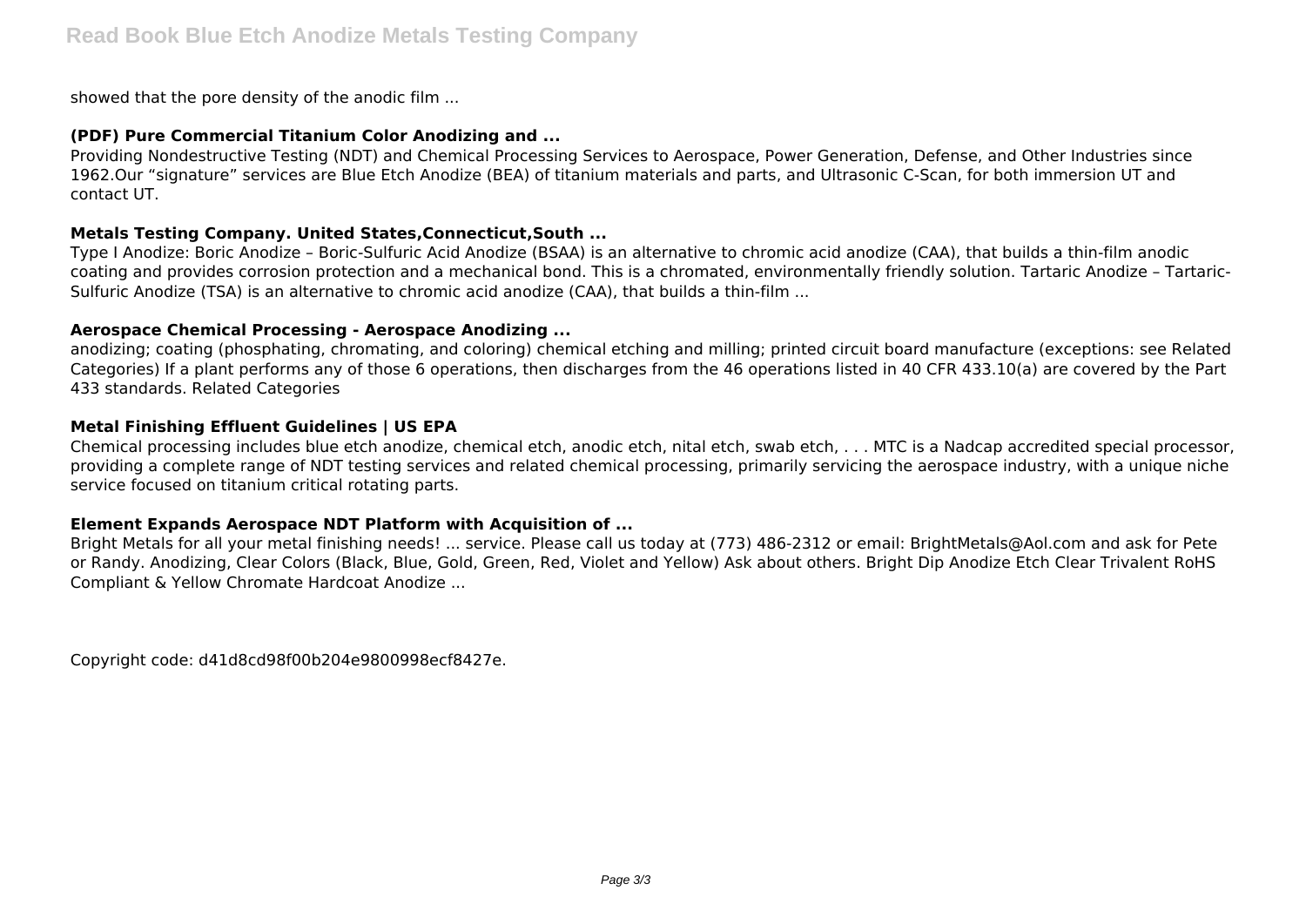showed that the pore density of the anodic film ...

**(PDF) Pure Commercial Titanium Color Anodizing and ...**

Providing Nondestructive Testing (NDT) and Chemical Processing Services to Aerospace, Power Generation, Defense, and Other Industries since 1962.Our "signature" services are Blue Etch Anodize (BEA) of titanium materials and parts, and Ultrasonic C-Scan, for both immersion UT and contact UT.

**Metals Testing Company. United States,Connecticut,South ...**

Type I Anodize: Boric Anodize – Boric-Sulfuric Acid Anodize (BSAA) is an alternative to chromic acid anodize (CAA), that builds a thin-film anodic coating and provides corrosion protection and a mechanical bond. This is a chromated, environmentally friendly solution. Tartaric Anodize – Tartaric-Sulfuric Anodize (TSA) is an alternative to chromic acid anodize (CAA), that builds a thin-film ...

**Aerospace Chemical Processing - Aerospace Anodizing ...**

anodizing; coating (phosphating, chromating, and coloring) chemical etching and milling; printed circuit board manufacture (exceptions: see Related Categories) If a plant performs any of those 6 operations, then discharges from the 46 operations listed in 40 CFR 433.10(a) are covered by the Part 433 standards. Related Categories

**Metal Finishing Effluent Guidelines | US EPA**

Chemical processing includes blue etch anodize, chemical etch, anodic etch, nital etch, swab etch, . . . MTC is a Nadcap accredited special processor, providing a complete range of NDT testing services and related chemical processing, primarily servicing the aerospace industry, with a unique niche service focused on titanium critical rotating parts.

**Element Expands Aerospace NDT Platform with Acquisition of ...**

Bright Metals for all your metal finishing needs! ... service. Please call us today at (773) 486-2312 or email: BrightMetals@Aol.com and ask for Pete or Randy. Anodizing, Clear Colors (Black, Blue, Gold, Green, Red, Violet and Yellow) Ask about others. Bright Dip Anodize Etch Clear Trivalent RoHS Compliant & Yellow Chromate Hardcoat Anodize ...

Copyright code: d41d8cd98f00b204e9800998ecf8427e.